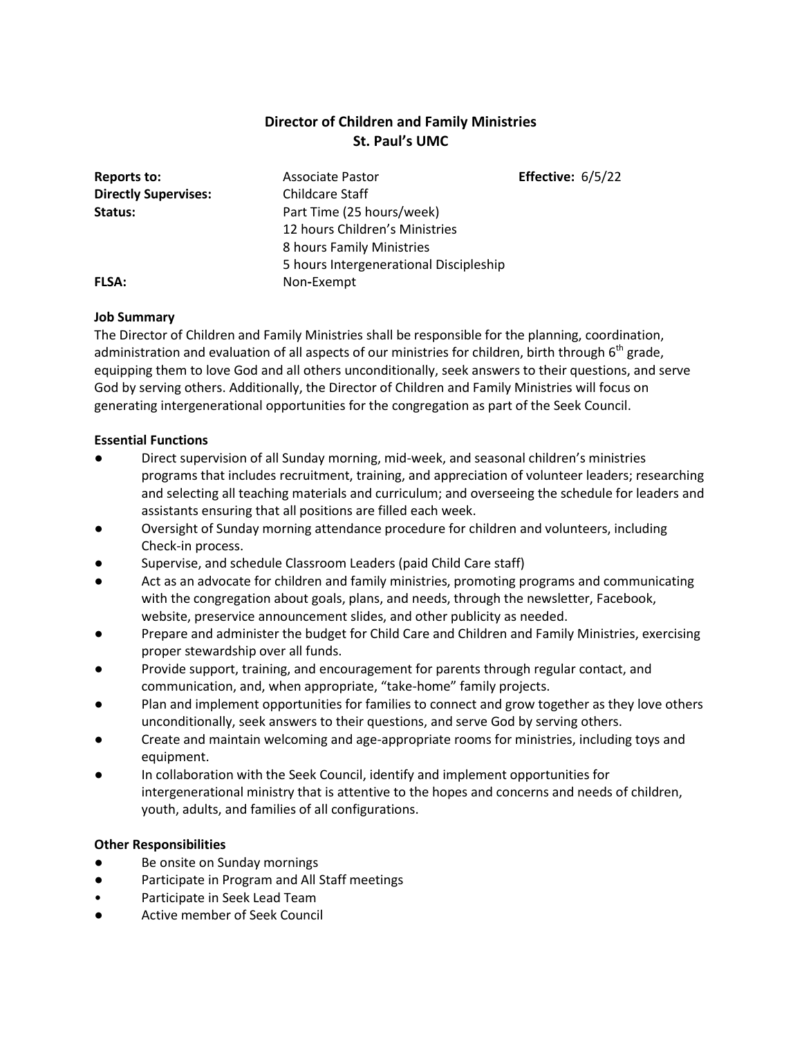# Director of Children and Family Ministries
## St. Paul's UMC

| | | |
|---|---|---|
| **Reports to:** | Associate Pastor | **Effective:** 6/5/22 |
| **Directly Supervises:** | Childcare Staff | |
| **Status:** | Part Time (25 hours/week)<br>12 hours Children's Ministries<br>8 hours Family Ministries<br>5 hours Intergenerational Discipleship | |
| **FLSA:** | Non-Exempt | |

**Job Summary**

The Director of Children and Family Ministries shall be responsible for the planning, coordination, administration and evaluation of all aspects of our ministries for children, birth through 6th grade, equipping them to love God and all others unconditionally, seek answers to their questions, and serve God by serving others. Additionally, the Director of Children and Family Ministries will focus on generating intergenerational opportunities for the congregation as part of the Seek Council.

**Essential Functions**

- Direct supervision of all Sunday morning, mid-week, and seasonal children's ministries programs that includes recruitment, training, and appreciation of volunteer leaders; researching and selecting all teaching materials and curriculum; and overseeing the schedule for leaders and assistants ensuring that all positions are filled each week.
- Oversight of Sunday morning attendance procedure for children and volunteers, including Check-in process.
- Supervise, and schedule Classroom Leaders (paid Child Care staff)
- Act as an advocate for children and family ministries, promoting programs and communicating with the congregation about goals, plans, and needs, through the newsletter, Facebook, website, preservice announcement slides, and other publicity as needed.
- Prepare and administer the budget for Child Care and Children and Family Ministries, exercising proper stewardship over all funds.
- Provide support, training, and encouragement for parents through regular contact, and communication, and, when appropriate, "take-home" family projects.
- Plan and implement opportunities for families to connect and grow together as they love others unconditionally, seek answers to their questions, and serve God by serving others.
- Create and maintain welcoming and age-appropriate rooms for ministries, including toys and equipment.
- In collaboration with the Seek Council, identify and implement opportunities for intergenerational ministry that is attentive to the hopes and concerns and needs of children, youth, adults, and families of all configurations.

**Other Responsibilities**

- Be onsite on Sunday mornings
- Participate in Program and All Staff meetings
- Participate in Seek Lead Team
- Active member of Seek Council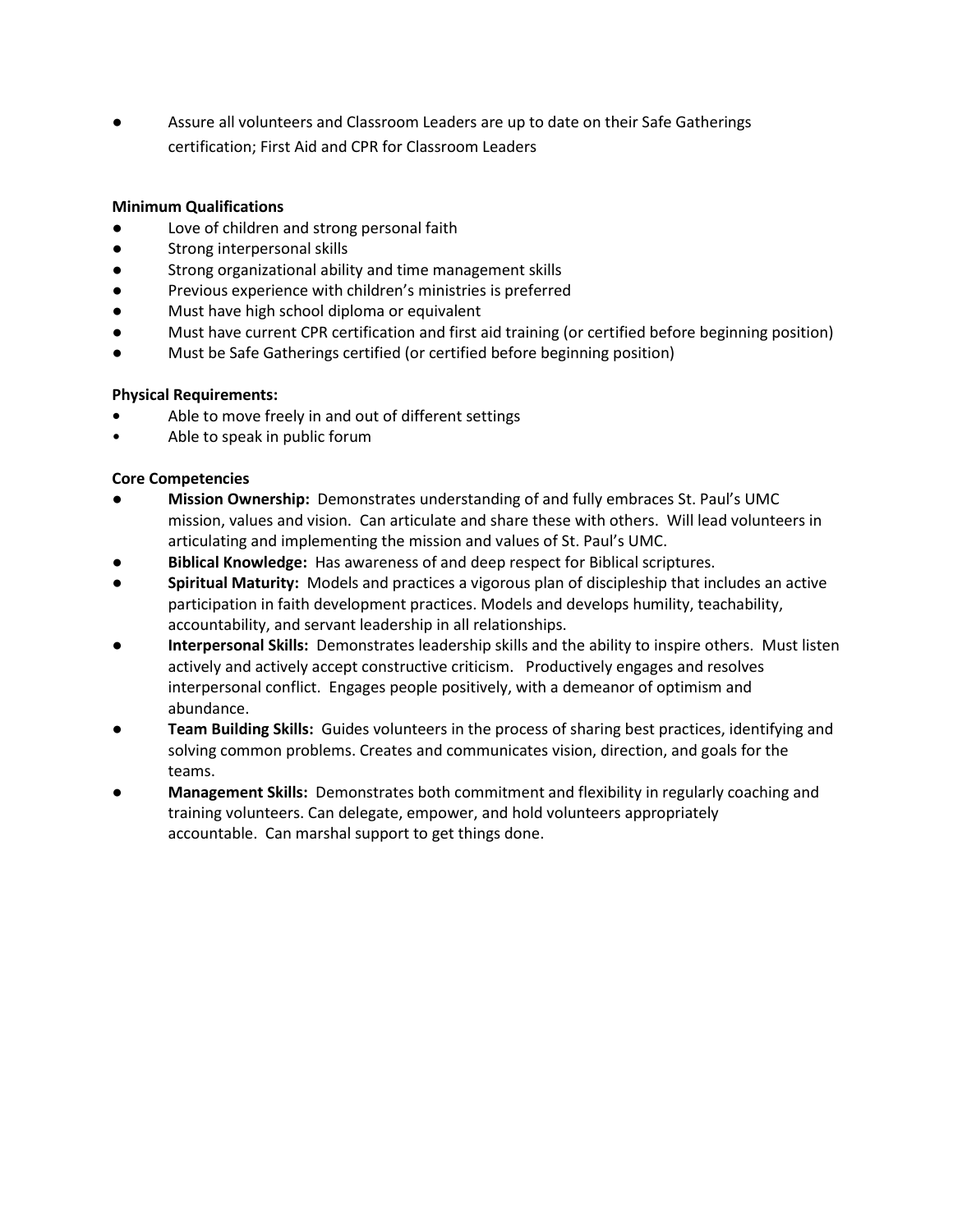- Assure all volunteers and Classroom Leaders are up to date on their Safe Gatherings certification; First Aid and CPR for Classroom Leaders

**Minimum Qualifications**

- Love of children and strong personal faith
- Strong interpersonal skills
- Strong organizational ability and time management skills
- Previous experience with children's ministries is preferred
- Must have high school diploma or equivalent
- Must have current CPR certification and first aid training (or certified before beginning position)
- Must be Safe Gatherings certified (or certified before beginning position)

**Physical Requirements:**

- Able to move freely in and out of different settings
- Able to speak in public forum

**Core Competencies**

- **Mission Ownership:** Demonstrates understanding of and fully embraces St. Paul's UMC mission, values and vision. Can articulate and share these with others. Will lead volunteers in articulating and implementing the mission and values of St. Paul's UMC.
- **Biblical Knowledge:** Has awareness of and deep respect for Biblical scriptures.
- **Spiritual Maturity:** Models and practices a vigorous plan of discipleship that includes an active participation in faith development practices. Models and develops humility, teachability, accountability, and servant leadership in all relationships.
- **Interpersonal Skills:** Demonstrates leadership skills and the ability to inspire others. Must listen actively and actively accept constructive criticism. Productively engages and resolves interpersonal conflict. Engages people positively, with a demeanor of optimism and abundance.
- **Team Building Skills:** Guides volunteers in the process of sharing best practices, identifying and solving common problems. Creates and communicates vision, direction, and goals for the teams.
- **Management Skills:** Demonstrates both commitment and flexibility in regularly coaching and training volunteers. Can delegate, empower, and hold volunteers appropriately accountable. Can marshal support to get things done.